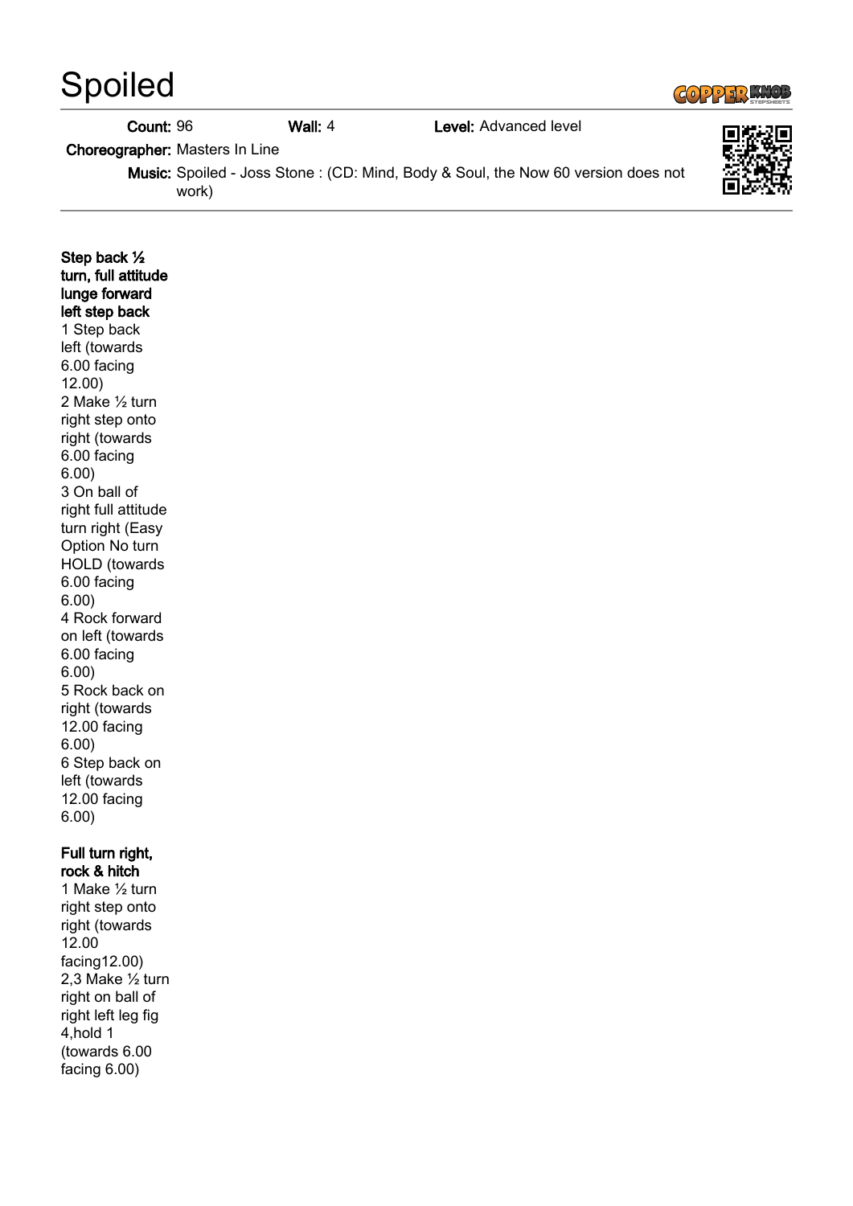# Spoiled

**Count:** 96 **Wall:** 4 **Level:** Advanced level

**Choreographer:** Masters In Line

**Music:** Spoiled - Joss Stone : (CD: Mind, Body & Soul, the Now 60 version does not work)

**Step back ½ turn, full attitude lunge forward left step back**

1 Step back left (towards 6.00 facing 12.00)
2 Make ½ turn right step onto right (towards 6.00 facing 6.00)
3 On ball of right full attitude turn right (Easy Option No turn HOLD (towards 6.00 facing 6.00)
4 Rock forward on left (towards 6.00 facing 6.00)
5 Rock back on right (towards 12.00 facing 6.00)
6 Step back on left (towards 12.00 facing 6.00)

**Full turn right, rock & hitch**

1 Make ½ turn right step onto right (towards 12.00 facing12.00)
2,3 Make ½ turn right on ball of right left leg fig 4,hold 1 (towards 6.00 facing 6.00)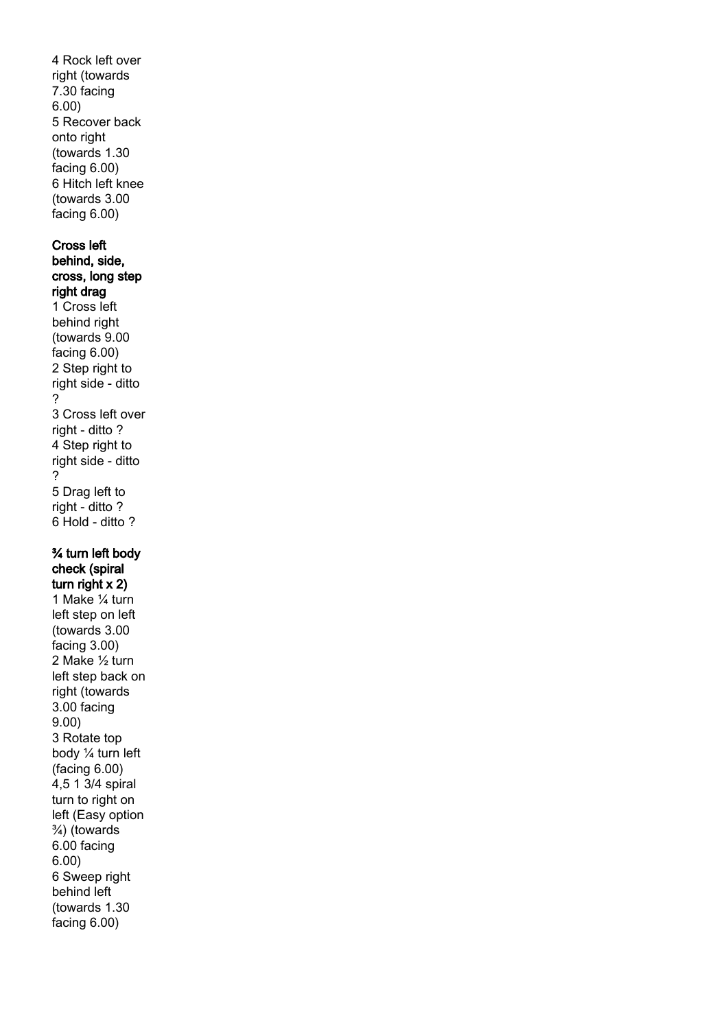4 Rock left over right (towards 7.30 facing 6.00)
5 Recover back onto right (towards 1.30 facing 6.00)
6 Hitch left knee (towards 3.00 facing 6.00)

**Cross left behind, side, cross, long step right drag**
1 Cross left behind right (towards 9.00 facing 6.00)
2 Step right to right side - ditto ?
3 Cross left over right - ditto ?
4 Step right to right side - ditto ?
5 Drag left to right - ditto ?
6 Hold - ditto ?

**¾ turn left body check (spiral turn right x 2)**
1 Make ¼ turn left step on left (towards 3.00 facing 3.00)
2 Make ½ turn left step back on right (towards 3.00 facing 9.00)
3 Rotate top body ¼ turn left (facing 6.00)
4,5 1 3/4 spiral turn to right on left (Easy option ¾) (towards 6.00 facing 6.00)
6 Sweep right behind left (towards 1.30 facing 6.00)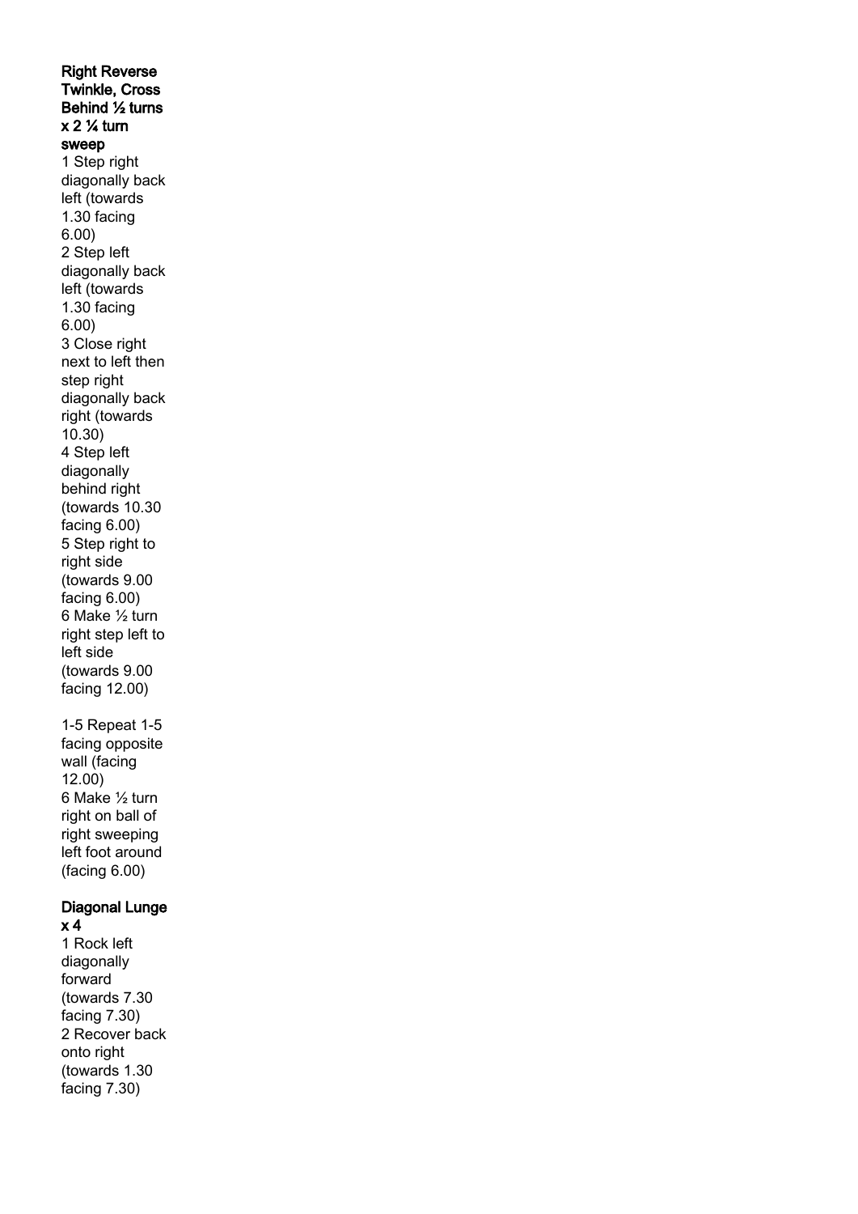**Right Reverse Twinkle, Cross Behind ½ turns x 2 ¼ turn sweep**

1 Step right diagonally back left (towards 1.30 facing 6.00)
2 Step left diagonally back left (towards 1.30 facing 6.00)
3 Close right next to left then step right diagonally back right (towards 10.30)
4 Step left diagonally behind right (towards 10.30 facing 6.00)
5 Step right to right side (towards 9.00 facing 6.00)
6 Make ½ turn right step left to left side (towards 9.00 facing 12.00)

1-5 Repeat 1-5 facing opposite wall (facing 12.00)
6 Make ½ turn right on ball of right sweeping left foot around (facing 6.00)

**Diagonal Lunge x 4**

1 Rock left diagonally forward (towards 7.30 facing 7.30)
2 Recover back onto right (towards 1.30 facing 7.30)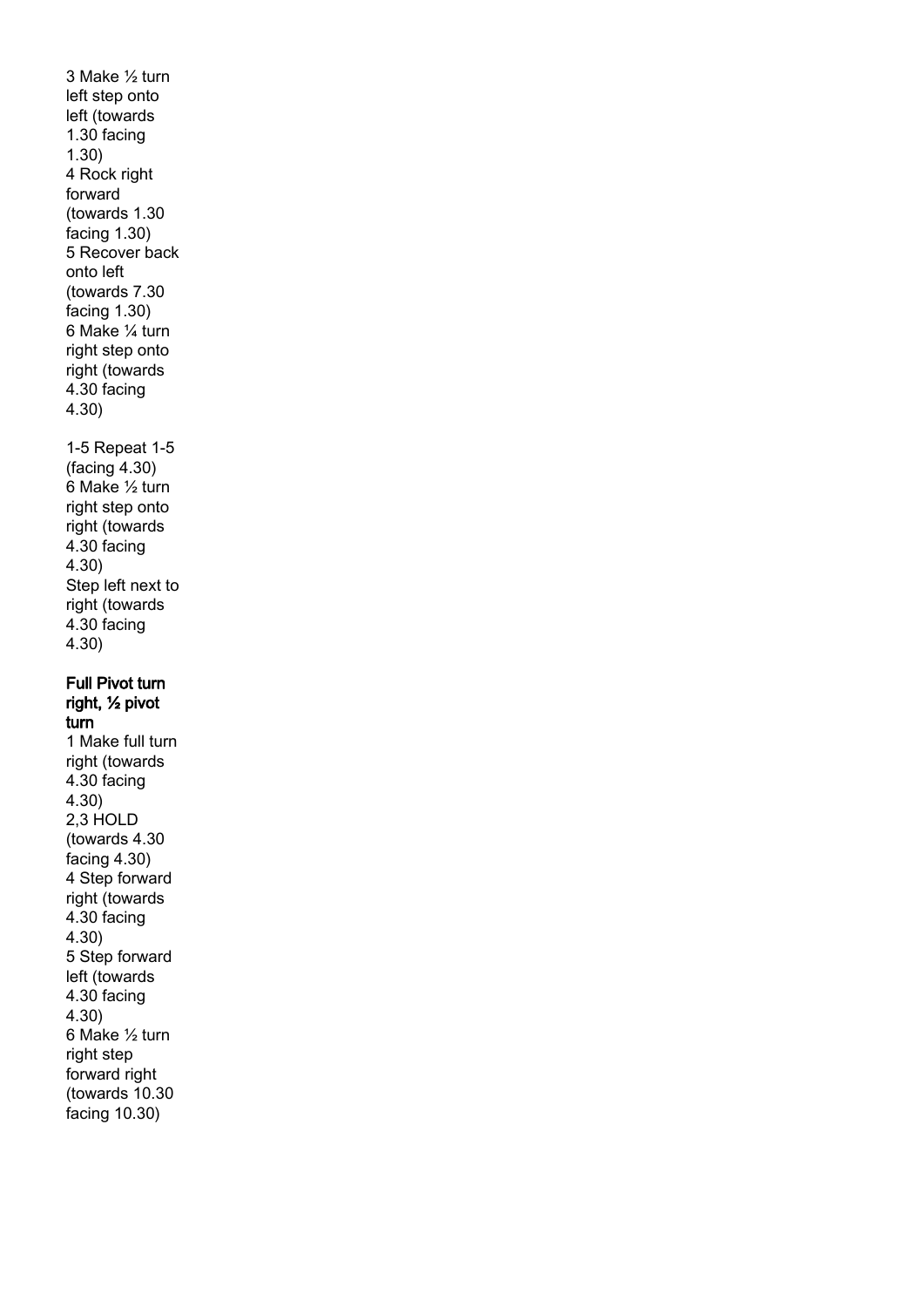3 Make ½ turn left step onto left (towards 1.30 facing 1.30)
4 Rock right forward (towards 1.30 facing 1.30)
5 Recover back onto left (towards 7.30 facing 1.30)
6 Make ¼ turn right step onto right (towards 4.30 facing 4.30)

1-5 Repeat 1-5 (facing 4.30)
6 Make ½ turn right step onto right (towards 4.30 facing 4.30)
Step left next to right (towards 4.30 facing 4.30)

**Full Pivot turn right, ½ pivot turn**

1 Make full turn right (towards 4.30 facing 4.30)
2,3 HOLD (towards 4.30 facing 4.30)
4 Step forward right (towards 4.30 facing 4.30)
5 Step forward left (towards 4.30 facing 4.30)
6 Make ½ turn right step forward right (towards 10.30 facing 10.30)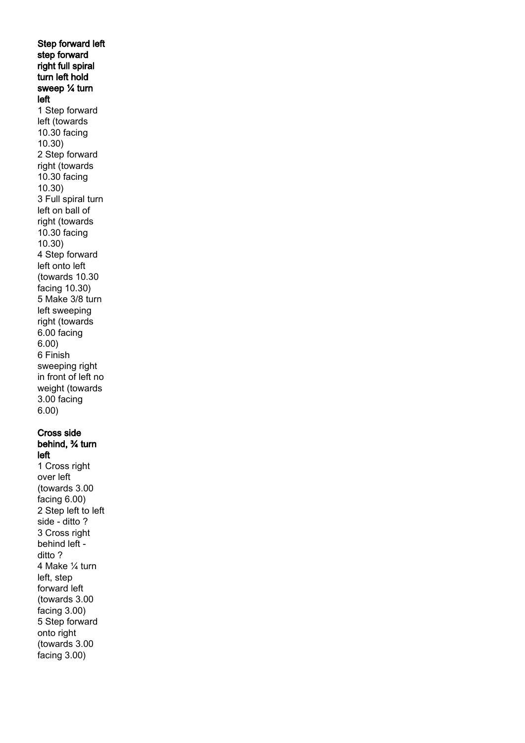**Step forward left step forward right full spiral turn left hold sweep ¼ turn left**

1 Step forward left (towards 10.30 facing 10.30)
2 Step forward right (towards 10.30 facing 10.30)
3 Full spiral turn left on ball of right (towards 10.30 facing 10.30)
4 Step forward left onto left (towards 10.30 facing 10.30)
5 Make 3/8 turn left sweeping right (towards 6.00 facing 6.00)
6 Finish sweeping right in front of left no weight (towards 3.00 facing 6.00)

**Cross side behind, ¾ turn left**

1 Cross right over left (towards 3.00 facing 6.00)
2 Step left to left side - ditto ?
3 Cross right behind left - ditto ?
4 Make ¼ turn left, step forward left (towards 3.00 facing 3.00)
5 Step forward onto right (towards 3.00 facing 3.00)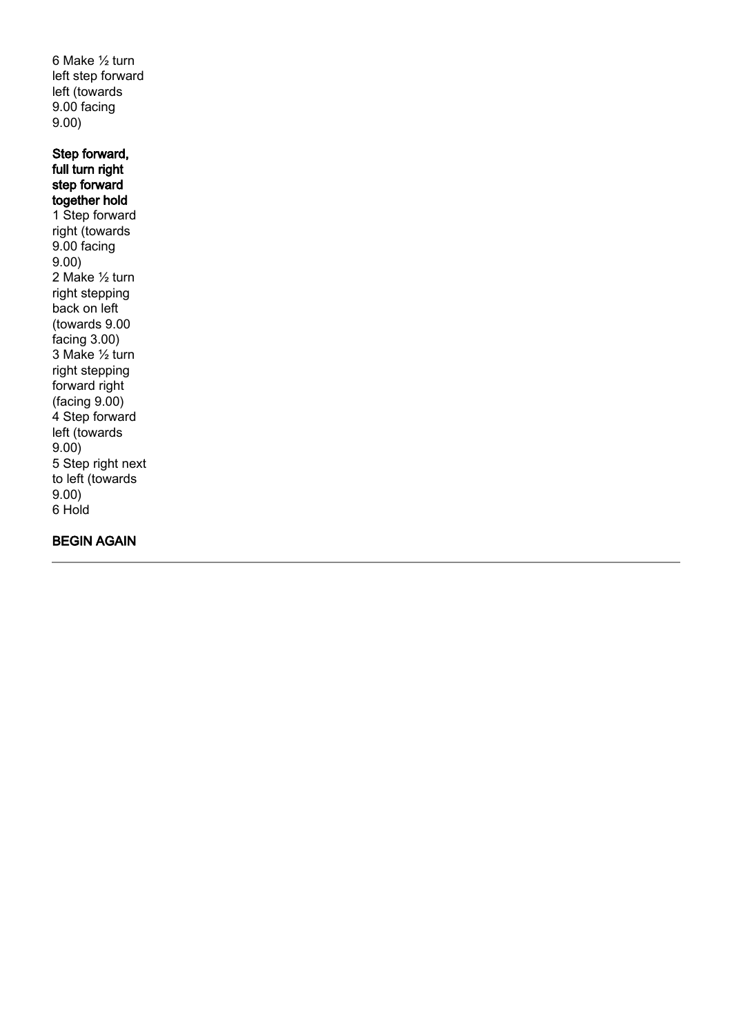6 Make ½ turn left step forward left (towards 9.00 facing 9.00)

**Step forward, full turn right step forward together hold**

1 Step forward right (towards 9.00 facing 9.00)
2 Make ½ turn right stepping back on left (towards 9.00 facing 3.00)
3 Make ½ turn right stepping forward right (facing 9.00)
4 Step forward left (towards 9.00)
5 Step right next to left (towards 9.00)
6 Hold

**BEGIN AGAIN**

---